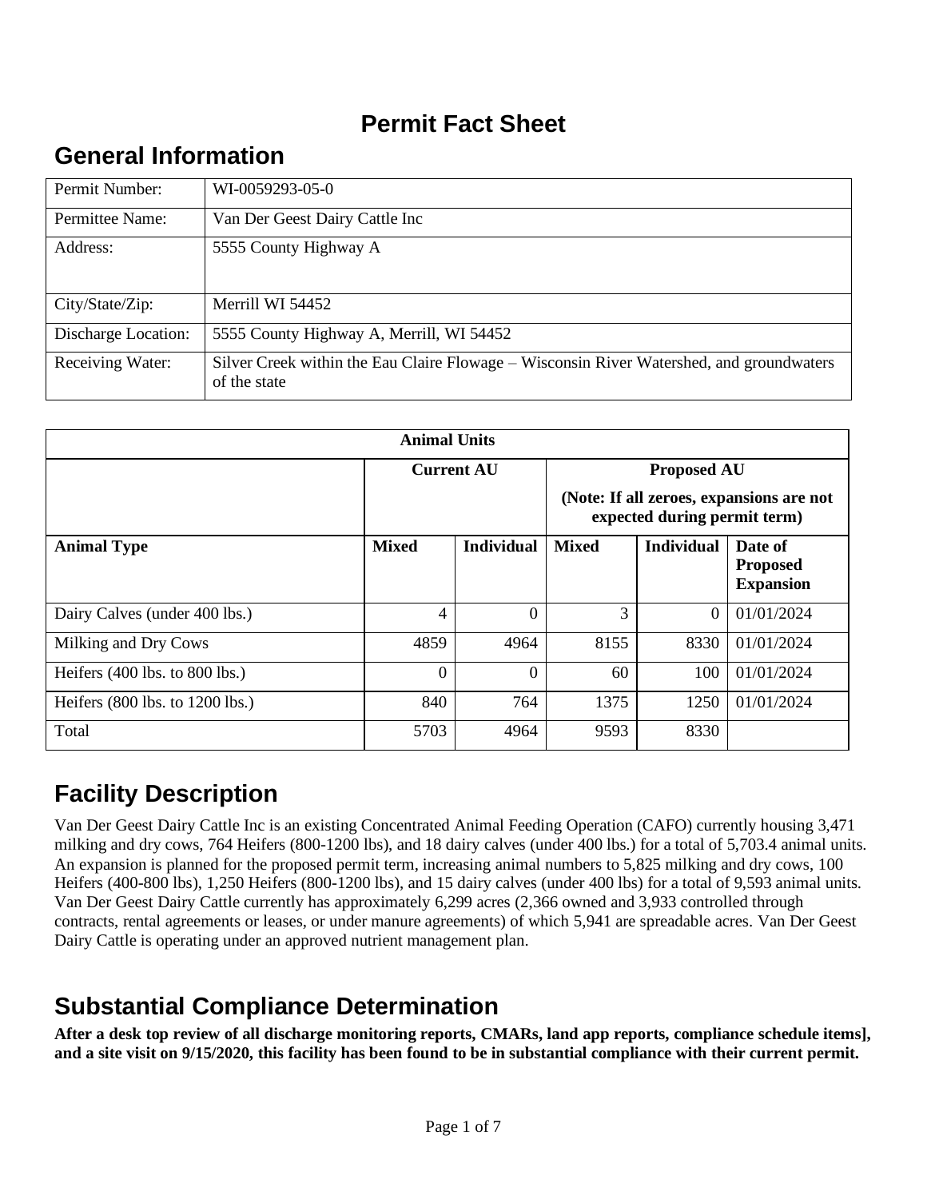# Permit Fact Sheet

## General Information

| Permit Number: | WI-0059293-05-0 |
|---|---|
| Permittee Name: | Van Der Geest Dairy Cattle Inc |
| Address: | 5555 County Highway A |
| City/State/Zip: | Merrill WI 54452 |
| Discharge Location: | 5555 County Highway A, Merrill, WI 54452 |
| Receiving Water: | Silver Creek within the Eau Claire Flowage – Wisconsin River Watershed, and groundwaters of the state |

| Animal Units | | | | | |
|---|---|---|---|---|---|
| | Current AU | | Proposed AU (Note: If all zeroes, expansions are not expected during permit term) | | |
| **Animal Type** | **Mixed** | **Individual** | **Mixed** | **Individual** | **Date of Proposed Expansion** |
| Dairy Calves (under 400 lbs.) | 4 | 0 | 3 | 0 | 01/01/2024 |
| Milking and Dry Cows | 4859 | 4964 | 8155 | 8330 | 01/01/2024 |
| Heifers (400 lbs. to 800 lbs.) | 0 | 0 | 60 | 100 | 01/01/2024 |
| Heifers (800 lbs. to 1200 lbs.) | 840 | 764 | 1375 | 1250 | 01/01/2024 |
| Total | 5703 | 4964 | 9593 | 8330 | |

## Facility Description

Van Der Geest Dairy Cattle Inc is an existing Concentrated Animal Feeding Operation (CAFO) currently housing 3,471 milking and dry cows, 764 Heifers (800-1200 lbs), and 18 dairy calves (under 400 lbs.) for a total of 5,703.4 animal units. An expansion is planned for the proposed permit term, increasing animal numbers to 5,825 milking and dry cows, 100 Heifers (400-800 lbs), 1,250 Heifers (800-1200 lbs), and 15 dairy calves (under 400 lbs) for a total of 9,593 animal units. Van Der Geest Dairy Cattle currently has approximately 6,299 acres (2,366 owned and 3,933 controlled through contracts, rental agreements or leases, or under manure agreements) of which 5,941 are spreadable acres. Van Der Geest Dairy Cattle is operating under an approved nutrient management plan.

## Substantial Compliance Determination

**After a desk top review of all discharge monitoring reports, CMARs, land app reports, compliance schedule items], and a site visit on 9/15/2020, this facility has been found to be in substantial compliance with their current permit.**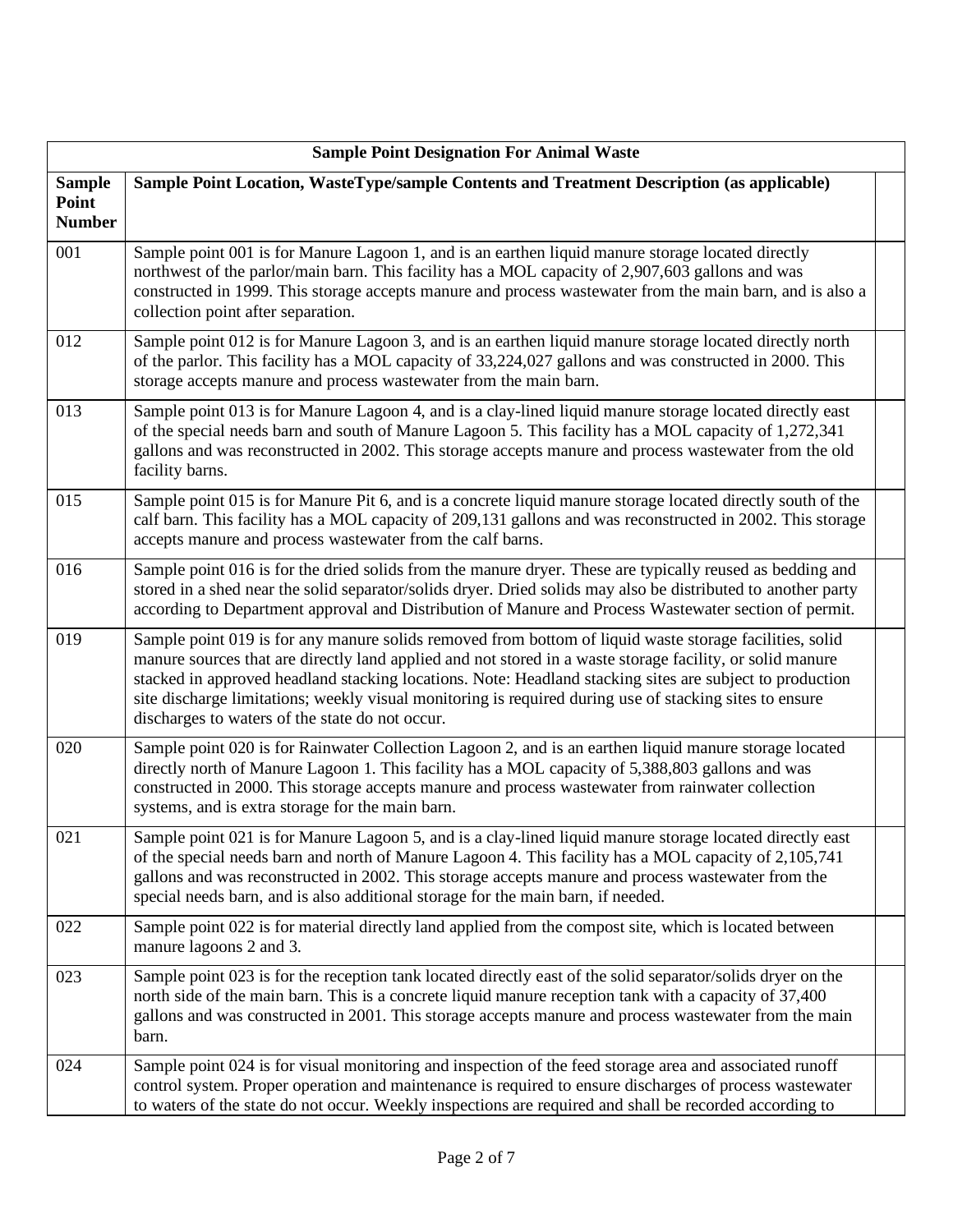| Sample Point Designation For Animal Waste | | |
|---|---|---|
| **Sample Point Number** | **Sample Point Location, WasteType/sample Contents and Treatment Description (as applicable)** | |
| 001 | Sample point 001 is for Manure Lagoon 1, and is an earthen liquid manure storage located directly northwest of the parlor/main barn. This facility has a MOL capacity of 2,907,603 gallons and was constructed in 1999. This storage accepts manure and process wastewater from the main barn, and is also a collection point after separation. | |
| 012 | Sample point 012 is for Manure Lagoon 3, and is an earthen liquid manure storage located directly north of the parlor. This facility has a MOL capacity of 33,224,027 gallons and was constructed in 2000. This storage accepts manure and process wastewater from the main barn. | |
| 013 | Sample point 013 is for Manure Lagoon 4, and is a clay-lined liquid manure storage located directly east of the special needs barn and south of Manure Lagoon 5. This facility has a MOL capacity of 1,272,341 gallons and was reconstructed in 2002. This storage accepts manure and process wastewater from the old facility barns. | |
| 015 | Sample point 015 is for Manure Pit 6, and is a concrete liquid manure storage located directly south of the calf barn. This facility has a MOL capacity of 209,131 gallons and was reconstructed in 2002. This storage accepts manure and process wastewater from the calf barns. | |
| 016 | Sample point 016 is for the dried solids from the manure dryer. These are typically reused as bedding and stored in a shed near the solid separator/solids dryer. Dried solids may also be distributed to another party according to Department approval and Distribution of Manure and Process Wastewater section of permit. | |
| 019 | Sample point 019 is for any manure solids removed from bottom of liquid waste storage facilities, solid manure sources that are directly land applied and not stored in a waste storage facility, or solid manure stacked in approved headland stacking locations. Note: Headland stacking sites are subject to production site discharge limitations; weekly visual monitoring is required during use of stacking sites to ensure discharges to waters of the state do not occur. | |
| 020 | Sample point 020 is for Rainwater Collection Lagoon 2, and is an earthen liquid manure storage located directly north of Manure Lagoon 1. This facility has a MOL capacity of 5,388,803 gallons and was constructed in 2000. This storage accepts manure and process wastewater from rainwater collection systems, and is extra storage for the main barn. | |
| 021 | Sample point 021 is for Manure Lagoon 5, and is a clay-lined liquid manure storage located directly east of the special needs barn and north of Manure Lagoon 4. This facility has a MOL capacity of 2,105,741 gallons and was reconstructed in 2002. This storage accepts manure and process wastewater from the special needs barn, and is also additional storage for the main barn, if needed. | |
| 022 | Sample point 022 is for material directly land applied from the compost site, which is located between manure lagoons 2 and 3. | |
| 023 | Sample point 023 is for the reception tank located directly east of the solid separator/solids dryer on the north side of the main barn. This is a concrete liquid manure reception tank with a capacity of 37,400 gallons and was constructed in 2001. This storage accepts manure and process wastewater from the main barn. | |
| 024 | Sample point 024 is for visual monitoring and inspection of the feed storage area and associated runoff control system. Proper operation and maintenance is required to ensure discharges of process wastewater to waters of the state do not occur. Weekly inspections are required and shall be recorded according to | |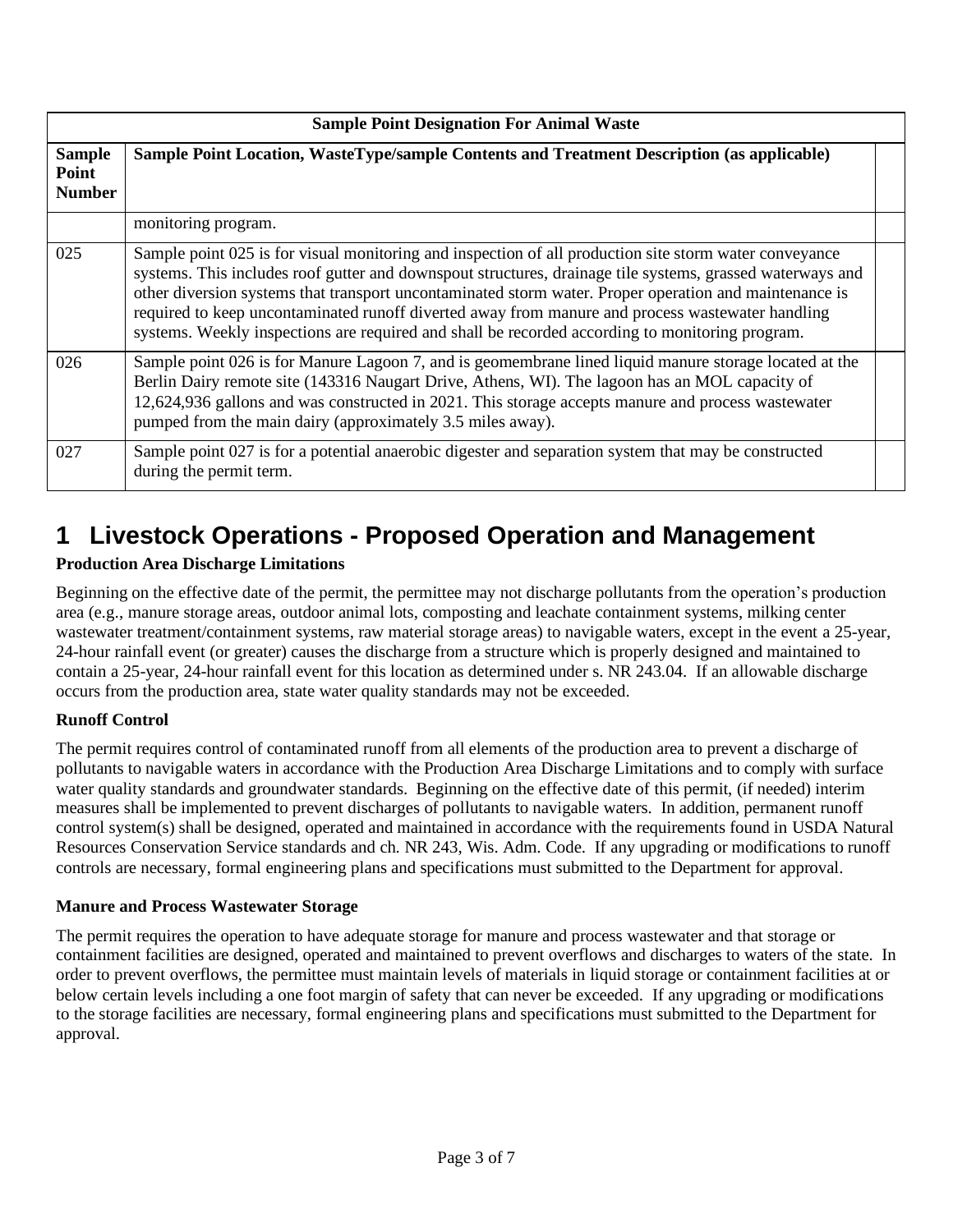| Sample Point Designation For Animal Waste | | |
|---|---|---|
| **Sample Point Number** | **Sample Point Location, WasteType/sample Contents and Treatment Description (as applicable)** | |
| | monitoring program. | |
| 025 | Sample point 025 is for visual monitoring and inspection of all production site storm water conveyance systems. This includes roof gutter and downspout structures, drainage tile systems, grassed waterways and other diversion systems that transport uncontaminated storm water. Proper operation and maintenance is required to keep uncontaminated runoff diverted away from manure and process wastewater handling systems. Weekly inspections are required and shall be recorded according to monitoring program. | |
| 026 | Sample point 026 is for Manure Lagoon 7, and is geomembrane lined liquid manure storage located at the Berlin Dairy remote site (143316 Naugart Drive, Athens, WI). The lagoon has an MOL capacity of 12,624,936 gallons and was constructed in 2021. This storage accepts manure and process wastewater pumped from the main dairy (approximately 3.5 miles away). | |
| 027 | Sample point 027 is for a potential anaerobic digester and separation system that may be constructed during the permit term. | |

# 1 Livestock Operations - Proposed Operation and Management

### Production Area Discharge Limitations

Beginning on the effective date of the permit, the permittee may not discharge pollutants from the operation's production area (e.g., manure storage areas, outdoor animal lots, composting and leachate containment systems, milking center wastewater treatment/containment systems, raw material storage areas) to navigable waters, except in the event a 25-year, 24-hour rainfall event (or greater) causes the discharge from a structure which is properly designed and maintained to contain a 25-year, 24-hour rainfall event for this location as determined under s. NR 243.04. If an allowable discharge occurs from the production area, state water quality standards may not be exceeded.

### Runoff Control

The permit requires control of contaminated runoff from all elements of the production area to prevent a discharge of pollutants to navigable waters in accordance with the Production Area Discharge Limitations and to comply with surface water quality standards and groundwater standards. Beginning on the effective date of this permit, (if needed) interim measures shall be implemented to prevent discharges of pollutants to navigable waters. In addition, permanent runoff control system(s) shall be designed, operated and maintained in accordance with the requirements found in USDA Natural Resources Conservation Service standards and ch. NR 243, Wis. Adm. Code. If any upgrading or modifications to runoff controls are necessary, formal engineering plans and specifications must submitted to the Department for approval.

### Manure and Process Wastewater Storage

The permit requires the operation to have adequate storage for manure and process wastewater and that storage or containment facilities are designed, operated and maintained to prevent overflows and discharges to waters of the state. In order to prevent overflows, the permittee must maintain levels of materials in liquid storage or containment facilities at or below certain levels including a one foot margin of safety that can never be exceeded. If any upgrading or modifications to the storage facilities are necessary, formal engineering plans and specifications must submitted to the Department for approval.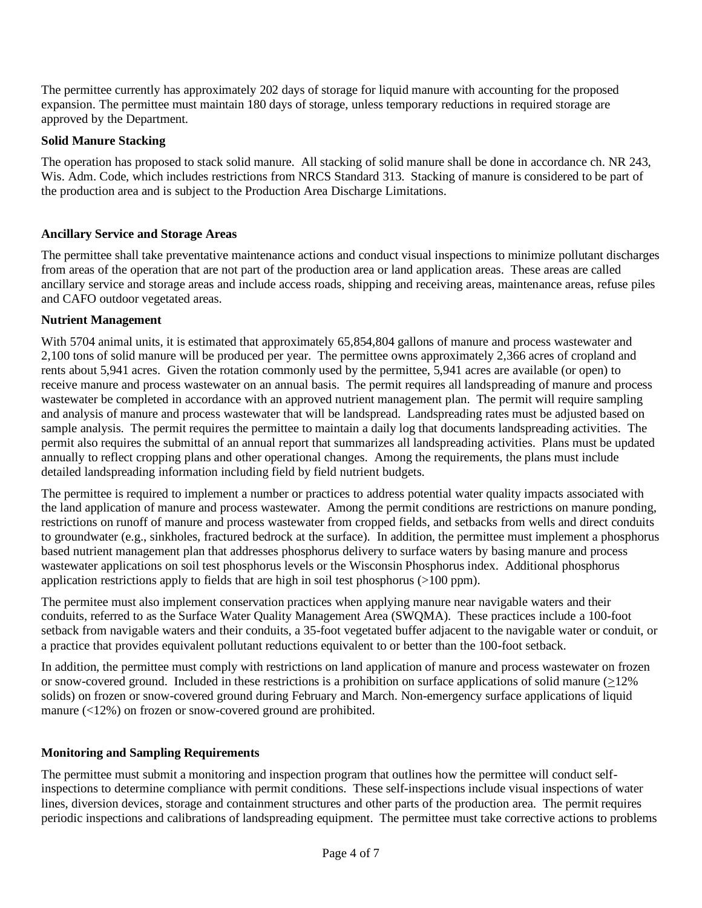The permittee currently has approximately 202 days of storage for liquid manure with accounting for the proposed expansion. The permittee must maintain 180 days of storage, unless temporary reductions in required storage are approved by the Department.

**Solid Manure Stacking**

The operation has proposed to stack solid manure. All stacking of solid manure shall be done in accordance ch. NR 243, Wis. Adm. Code, which includes restrictions from NRCS Standard 313. Stacking of manure is considered to be part of the production area and is subject to the Production Area Discharge Limitations.

**Ancillary Service and Storage Areas**

The permittee shall take preventative maintenance actions and conduct visual inspections to minimize pollutant discharges from areas of the operation that are not part of the production area or land application areas. These areas are called ancillary service and storage areas and include access roads, shipping and receiving areas, maintenance areas, refuse piles and CAFO outdoor vegetated areas.

**Nutrient Management**

With 5704 animal units, it is estimated that approximately 65,854,804 gallons of manure and process wastewater and 2,100 tons of solid manure will be produced per year. The permittee owns approximately 2,366 acres of cropland and rents about 5,941 acres. Given the rotation commonly used by the permittee, 5,941 acres are available (or open) to receive manure and process wastewater on an annual basis. The permit requires all landspreading of manure and process wastewater be completed in accordance with an approved nutrient management plan. The permit will require sampling and analysis of manure and process wastewater that will be landspread. Landspreading rates must be adjusted based on sample analysis. The permit requires the permittee to maintain a daily log that documents landspreading activities. The permit also requires the submittal of an annual report that summarizes all landspreading activities. Plans must be updated annually to reflect cropping plans and other operational changes. Among the requirements, the plans must include detailed landspreading information including field by field nutrient budgets.

The permittee is required to implement a number or practices to address potential water quality impacts associated with the land application of manure and process wastewater. Among the permit conditions are restrictions on manure ponding, restrictions on runoff of manure and process wastewater from cropped fields, and setbacks from wells and direct conduits to groundwater (e.g., sinkholes, fractured bedrock at the surface). In addition, the permittee must implement a phosphorus based nutrient management plan that addresses phosphorus delivery to surface waters by basing manure and process wastewater applications on soil test phosphorus levels or the Wisconsin Phosphorus index. Additional phosphorus application restrictions apply to fields that are high in soil test phosphorus (>100 ppm).

The permitee must also implement conservation practices when applying manure near navigable waters and their conduits, referred to as the Surface Water Quality Management Area (SWQMA). These practices include a 100-foot setback from navigable waters and their conduits, a 35-foot vegetated buffer adjacent to the navigable water or conduit, or a practice that provides equivalent pollutant reductions equivalent to or better than the 100-foot setback.

In addition, the permittee must comply with restrictions on land application of manure and process wastewater on frozen or snow-covered ground. Included in these restrictions is a prohibition on surface applications of solid manure (≥12% solids) on frozen or snow-covered ground during February and March. Non-emergency surface applications of liquid manure (<12%) on frozen or snow-covered ground are prohibited.

**Monitoring and Sampling Requirements**

The permittee must submit a monitoring and inspection program that outlines how the permittee will conduct self-inspections to determine compliance with permit conditions. These self-inspections include visual inspections of water lines, diversion devices, storage and containment structures and other parts of the production area. The permit requires periodic inspections and calibrations of landspreading equipment. The permittee must take corrective actions to problems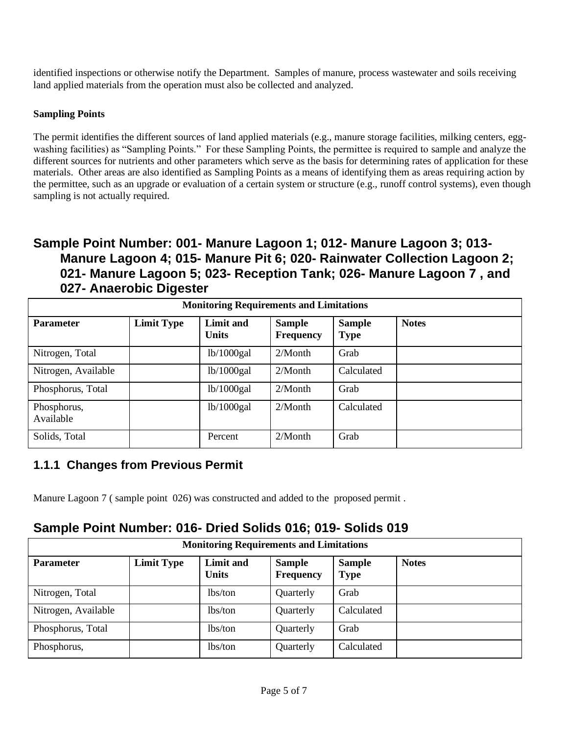identified inspections or otherwise notify the Department. Samples of manure, process wastewater and soils receiving land applied materials from the operation must also be collected and analyzed.

**Sampling Points**

The permit identifies the different sources of land applied materials (e.g., manure storage facilities, milking centers, egg-washing facilities) as "Sampling Points." For these Sampling Points, the permittee is required to sample and analyze the different sources for nutrients and other parameters which serve as the basis for determining rates of application for these materials. Other areas are also identified as Sampling Points as a means of identifying them as areas requiring action by the permittee, such as an upgrade or evaluation of a certain system or structure (e.g., runoff control systems), even though sampling is not actually required.

## Sample Point Number: 001- Manure Lagoon 1; 012- Manure Lagoon 3; 013- Manure Lagoon 4; 015- Manure Pit 6; 020- Rainwater Collection Lagoon 2; 021- Manure Lagoon 5; 023- Reception Tank; 026- Manure Lagoon 7 , and 027- Anaerobic Digester

| Monitoring Requirements and Limitations | | | | | |
|---|---|---|---|---|---|
| **Parameter** | **Limit Type** | **Limit and Units** | **Sample Frequency** | **Sample Type** | **Notes** |
| Nitrogen, Total | | lb/1000gal | 2/Month | Grab | |
| Nitrogen, Available | | lb/1000gal | 2/Month | Calculated | |
| Phosphorus, Total | | lb/1000gal | 2/Month | Grab | |
| Phosphorus, Available | | lb/1000gal | 2/Month | Calculated | |
| Solids, Total | | Percent | 2/Month | Grab | |

### 1.1.1 Changes from Previous Permit

Manure Lagoon 7 ( sample point 026) was constructed and added to the proposed permit .

## Sample Point Number: 016- Dried Solids 016; 019- Solids 019

| Monitoring Requirements and Limitations | | | | | |
|---|---|---|---|---|---|
| **Parameter** | **Limit Type** | **Limit and Units** | **Sample Frequency** | **Sample Type** | **Notes** |
| Nitrogen, Total | | lbs/ton | Quarterly | Grab | |
| Nitrogen, Available | | lbs/ton | Quarterly | Calculated | |
| Phosphorus, Total | | lbs/ton | Quarterly | Grab | |
| Phosphorus, | | lbs/ton | Quarterly | Calculated | |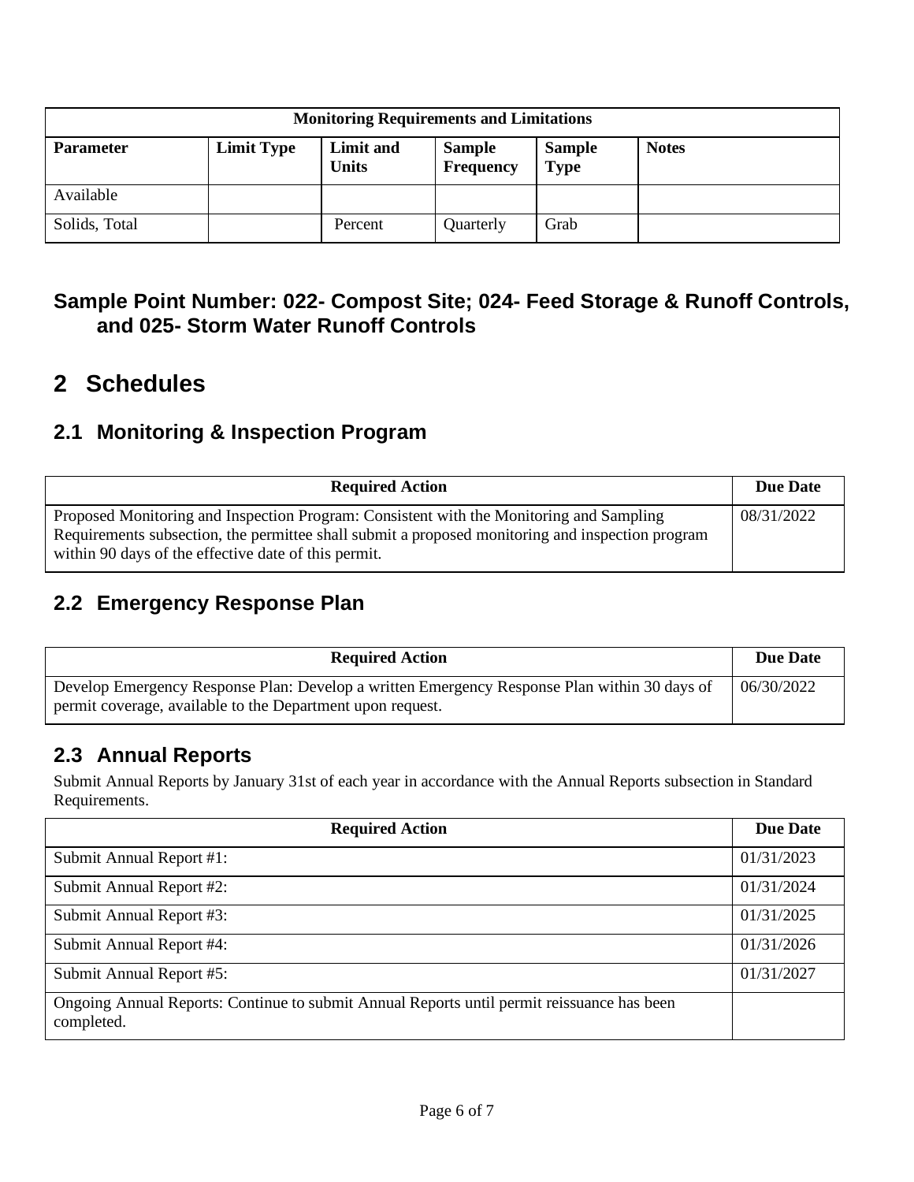| Monitoring Requirements and Limitations | | | | | |
|---|---|---|---|---|---|
| **Parameter** | **Limit Type** | **Limit and Units** | **Sample Frequency** | **Sample Type** | **Notes** |
| Available | | | | | |
| Solids, Total | | Percent | Quarterly | Grab | |

### Sample Point Number: 022- Compost Site; 024- Feed Storage & Runoff Controls, and 025- Storm Water Runoff Controls

# 2 Schedules

## 2.1 Monitoring & Inspection Program

| Required Action | Due Date |
|---|---|
| Proposed Monitoring and Inspection Program: Consistent with the Monitoring and Sampling Requirements subsection, the permittee shall submit a proposed monitoring and inspection program within 90 days of the effective date of this permit. | 08/31/2022 |

## 2.2 Emergency Response Plan

| Required Action | Due Date |
|---|---|
| Develop Emergency Response Plan: Develop a written Emergency Response Plan within 30 days of permit coverage, available to the Department upon request. | 06/30/2022 |

## 2.3 Annual Reports

Submit Annual Reports by January 31st of each year in accordance with the Annual Reports subsection in Standard Requirements.

| Required Action | Due Date |
|---|---|
| Submit Annual Report #1: | 01/31/2023 |
| Submit Annual Report #2: | 01/31/2024 |
| Submit Annual Report #3: | 01/31/2025 |
| Submit Annual Report #4: | 01/31/2026 |
| Submit Annual Report #5: | 01/31/2027 |
| Ongoing Annual Reports: Continue to submit Annual Reports until permit reissuance has been completed. | |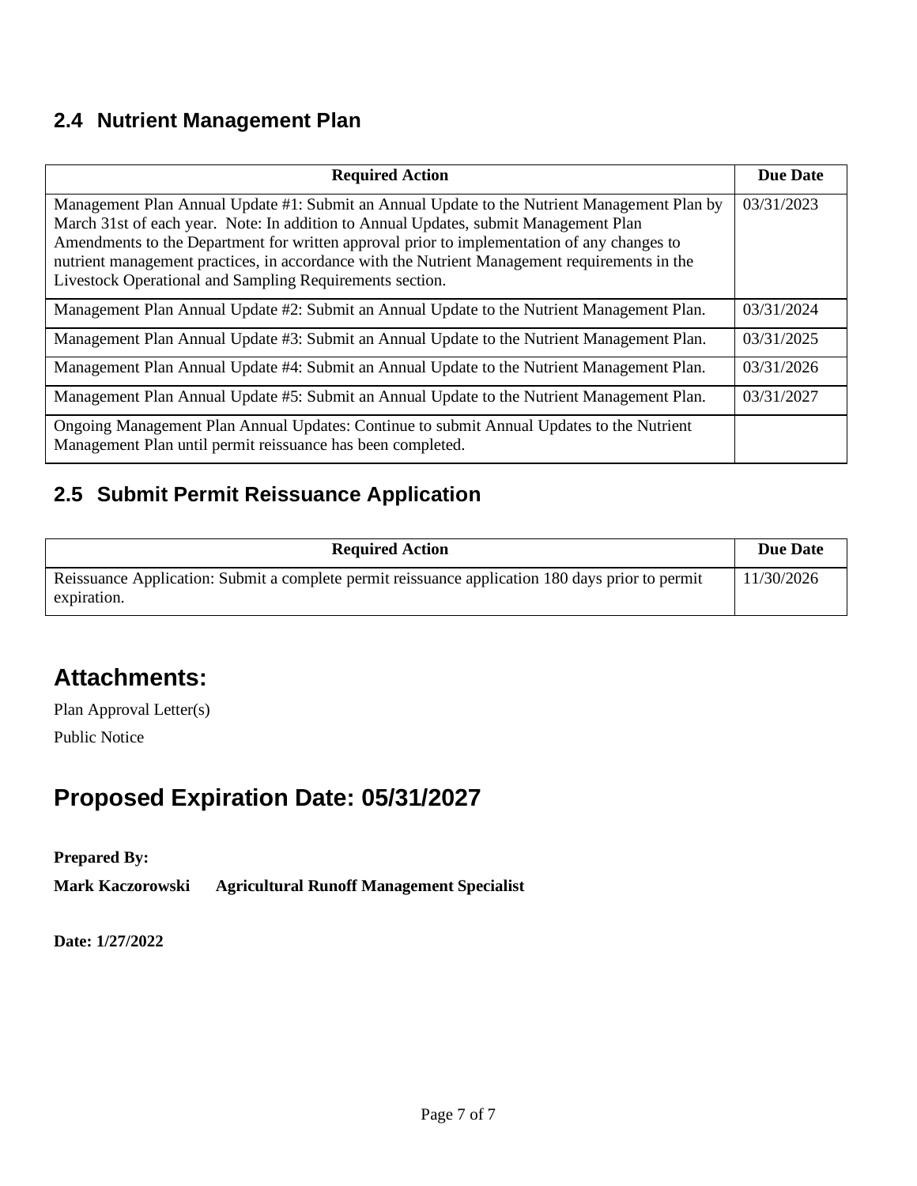## 2.4 Nutrient Management Plan

| Required Action | Due Date |
| --- | --- |
| Management Plan Annual Update #1: Submit an Annual Update to the Nutrient Management Plan by March 31st of each year. Note: In addition to Annual Updates, submit Management Plan Amendments to the Department for written approval prior to implementation of any changes to nutrient management practices, in accordance with the Nutrient Management requirements in the Livestock Operational and Sampling Requirements section. | 03/31/2023 |
| Management Plan Annual Update #2: Submit an Annual Update to the Nutrient Management Plan. | 03/31/2024 |
| Management Plan Annual Update #3: Submit an Annual Update to the Nutrient Management Plan. | 03/31/2025 |
| Management Plan Annual Update #4: Submit an Annual Update to the Nutrient Management Plan. | 03/31/2026 |
| Management Plan Annual Update #5: Submit an Annual Update to the Nutrient Management Plan. | 03/31/2027 |
| Ongoing Management Plan Annual Updates: Continue to submit Annual Updates to the Nutrient Management Plan until permit reissuance has been completed. | |

## 2.5 Submit Permit Reissuance Application

| Required Action | Due Date |
| --- | --- |
| Reissuance Application: Submit a complete permit reissuance application 180 days prior to permit expiration. | 11/30/2026 |

# Attachments:

Plan Approval Letter(s)

Public Notice

# Proposed Expiration Date: 05/31/2027

**Prepared By:**

**Mark Kaczorowski Agricultural Runoff Management Specialist**

**Date: 1/27/2022**